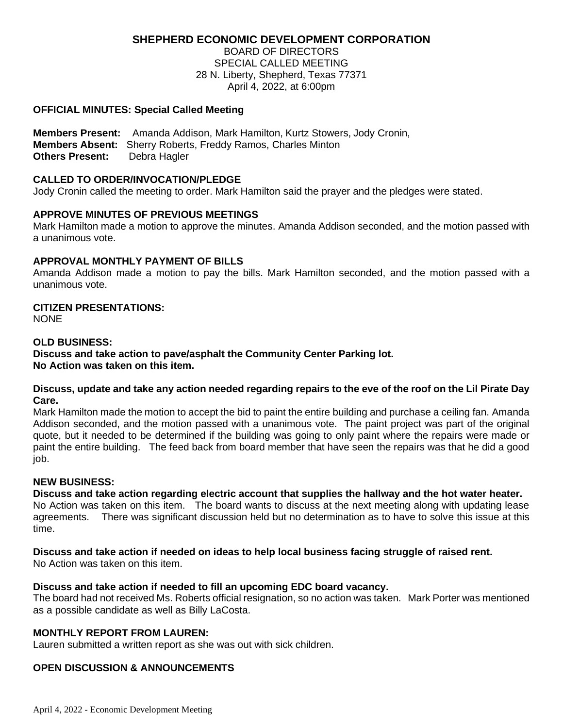# SHEPHERD ECONOMIC DEVELOPMENT CORPORATION

BOARD OF DIRECTORS
SPECIAL CALLED MEETING
28 N. Liberty, Shepherd, Texas 77371
April 4, 2022, at 6:00pm

**OFFICIAL MINUTES: Special Called Meeting**

**Members Present:** Amanda Addison, Mark Hamilton, Kurtz Stowers, Jody Cronin,
**Members Absent:** Sherry Roberts, Freddy Ramos, Charles Minton
**Others Present:** Debra Hagler

**CALLED TO ORDER/INVOCATION/PLEDGE**

Jody Cronin called the meeting to order. Mark Hamilton said the prayer and the pledges were stated.

**APPROVE MINUTES OF PREVIOUS MEETINGS**

Mark Hamilton made a motion to approve the minutes. Amanda Addison seconded, and the motion passed with a unanimous vote.

**APPROVAL MONTHLY PAYMENT OF BILLS**

Amanda Addison made a motion to pay the bills. Mark Hamilton seconded, and the motion passed with a unanimous vote.

**CITIZEN PRESENTATIONS:**

NONE

**OLD BUSINESS:**

**Discuss and take action to pave/asphalt the Community Center Parking lot.**
**No Action was taken on this item.**

**Discuss, update and take any action needed regarding repairs to the eve of the roof on the Lil Pirate Day Care.**

Mark Hamilton made the motion to accept the bid to paint the entire building and purchase a ceiling fan. Amanda Addison seconded, and the motion passed with a unanimous vote. The paint project was part of the original quote, but it needed to be determined if the building was going to only paint where the repairs were made or paint the entire building. The feed back from board member that have seen the repairs was that he did a good job.

**NEW BUSINESS:**

**Discuss and take action regarding electric account that supplies the hallway and the hot water heater.**

No Action was taken on this item. The board wants to discuss at the next meeting along with updating lease agreements. There was significant discussion held but no determination as to have to solve this issue at this time.

**Discuss and take action if needed on ideas to help local business facing struggle of raised rent.**

No Action was taken on this item.

**Discuss and take action if needed to fill an upcoming EDC board vacancy.**

The board had not received Ms. Roberts official resignation, so no action was taken. Mark Porter was mentioned as a possible candidate as well as Billy LaCosta.

**MONTHLY REPORT FROM LAUREN:**

Lauren submitted a written report as she was out with sick children.

**OPEN DISCUSSION & ANNOUNCEMENTS**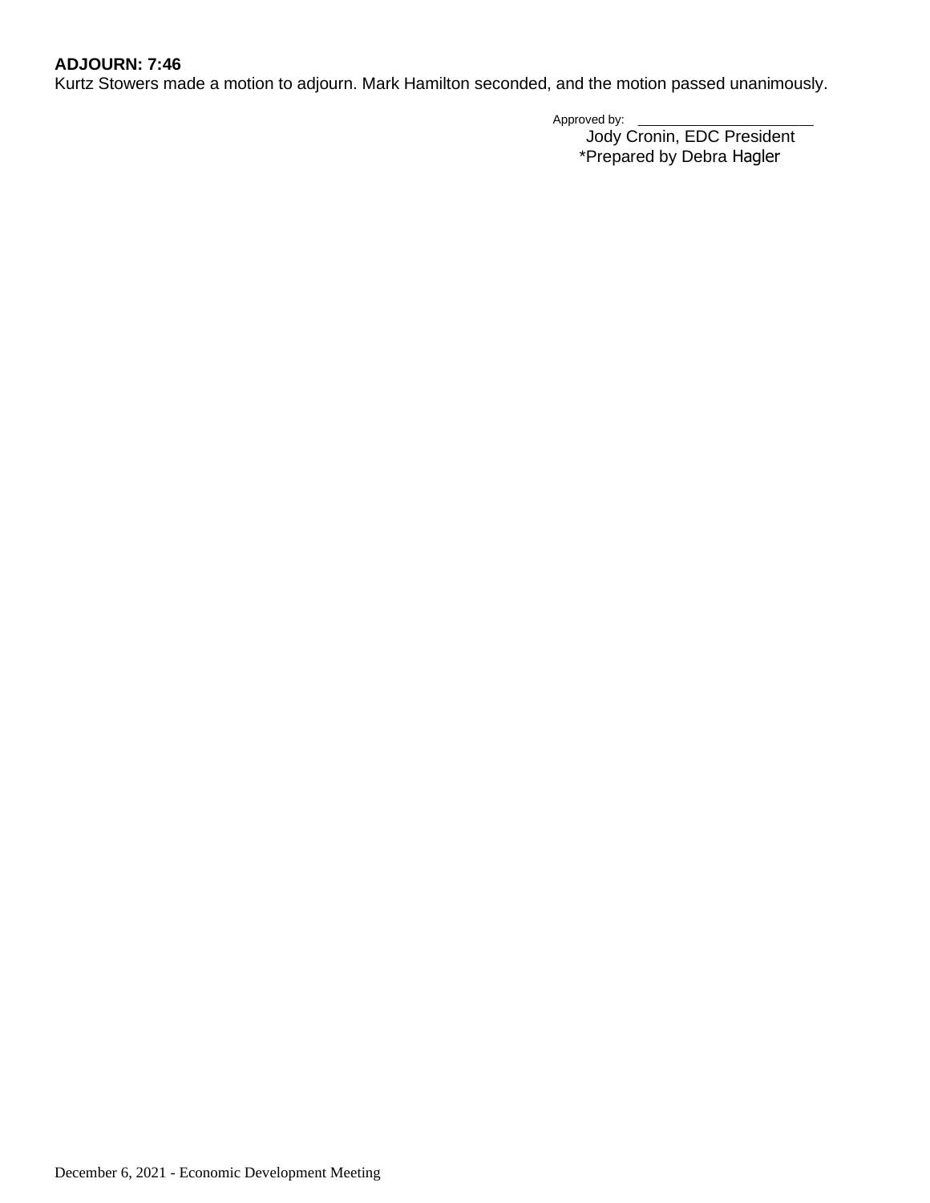**ADJOURN: 7:46**
Kurtz Stowers made a motion to adjourn. Mark Hamilton seconded, and the motion passed unanimously.

Approved by: ______________________
Jody Cronin, EDC President
*Prepared by Debra Hagler